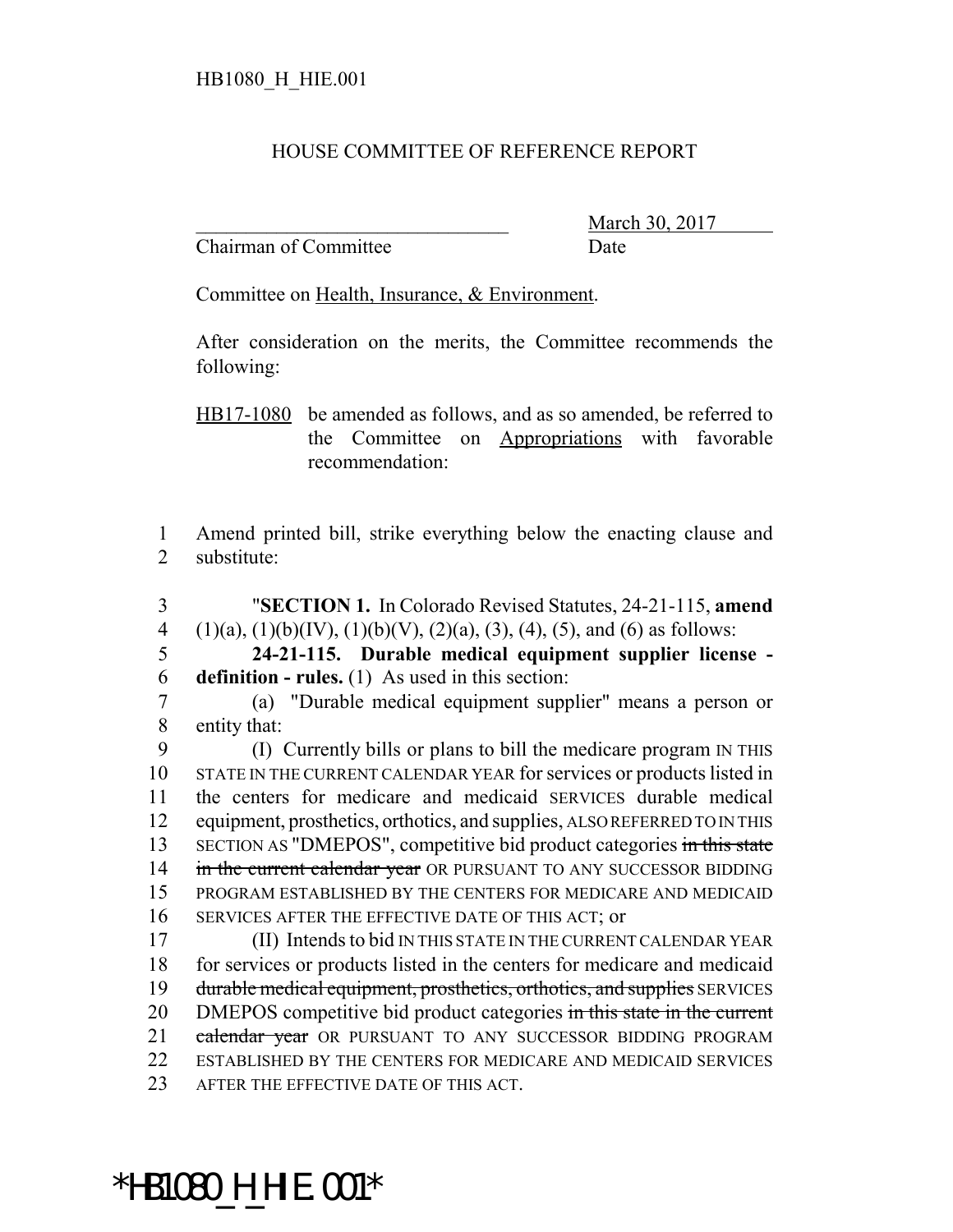HB1080_H_HIE.001

HOUSE COMMITTEE OF REFERENCE REPORT

________________________________ March 30, 2017
Chairman of Committee Date

Committee on Health, Insurance, & Environment.

After consideration on the merits, the Committee recommends the following:

HB17-1080 be amended as follows, and as so amended, be referred to the Committee on Appropriations with favorable recommendation:

1 Amend printed bill, strike everything below the enacting clause and
2 substitute:

3 "**SECTION 1.** In Colorado Revised Statutes, 24-21-115, **amend**
4 (1)(a), (1)(b)(IV), (1)(b)(V), (2)(a), (3), (4), (5), and (6) as follows:
5 **24-21-115. Durable medical equipment supplier license -**
6 **definition - rules.** (1) As used in this section:
7 (a) "Durable medical equipment supplier" means a person or
8 entity that:
9 (I) Currently bills or plans to bill the medicare program IN THIS
10 STATE IN THE CURRENT CALENDAR YEAR for services or products listed in
11 the centers for medicare and medicaid SERVICES durable medical
12 equipment, prosthetics, orthotics, and supplies, ALSO REFERRED TO IN THIS
13 SECTION AS "DMEPOS", competitive bid product categories ~~in this state~~
14 ~~in the current calendar year~~ OR PURSUANT TO ANY SUCCESSOR BIDDING
15 PROGRAM ESTABLISHED BY THE CENTERS FOR MEDICARE AND MEDICAID
16 SERVICES AFTER THE EFFECTIVE DATE OF THIS ACT; or
17 (II) Intends to bid IN THIS STATE IN THE CURRENT CALENDAR YEAR
18 for services or products listed in the centers for medicare and medicaid
19 ~~durable medical equipment, prosthetics, orthotics, and supplies~~ SERVICES
20 DMEPOS competitive bid product categories ~~in this state in the current~~
21 ~~calendar year~~ OR PURSUANT TO ANY SUCCESSOR BIDDING PROGRAM
22 ESTABLISHED BY THE CENTERS FOR MEDICARE AND MEDICAID SERVICES
23 AFTER THE EFFECTIVE DATE OF THIS ACT.

*HB1080_H_HIE.001*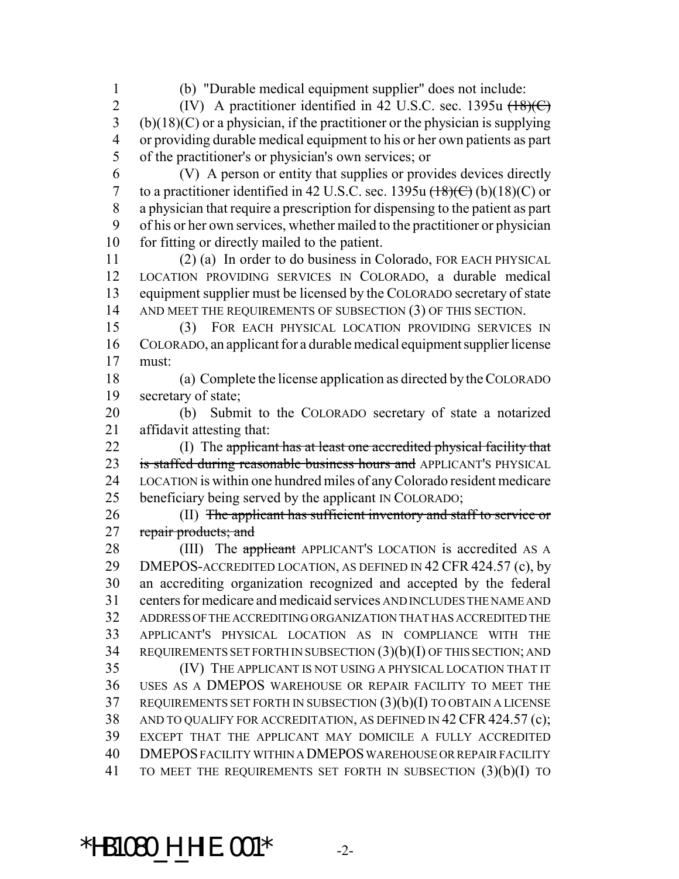(b) "Durable medical equipment supplier" does not include:

(IV) A practitioner identified in 42 U.S.C. sec. 1395u ~~(18)(C)~~ (b)(18)(C) or a physician, if the practitioner or the physician is supplying or providing durable medical equipment to his or her own patients as part of the practitioner's or physician's own services; or

(V) A person or entity that supplies or provides devices directly to a practitioner identified in 42 U.S.C. sec. 1395u ~~(18)(C)~~ (b)(18)(C) or a physician that require a prescription for dispensing to the patient as part of his or her own services, whether mailed to the practitioner or physician for fitting or directly mailed to the patient.

(2) (a) In order to do business in Colorado, FOR EACH PHYSICAL LOCATION PROVIDING SERVICES IN COLORADO, a durable medical equipment supplier must be licensed by the COLORADO secretary of state AND MEET THE REQUIREMENTS OF SUBSECTION (3) OF THIS SECTION.

(3) FOR EACH PHYSICAL LOCATION PROVIDING SERVICES IN COLORADO, an applicant for a durable medical equipment supplier license must:

(a) Complete the license application as directed by the COLORADO secretary of state;

(b) Submit to the COLORADO secretary of state a notarized affidavit attesting that:

(I) The ~~applicant has at least one accredited physical facility that is staffed during reasonable business hours and~~ APPLICANT'S PHYSICAL LOCATION is within one hundred miles of any Colorado resident medicare beneficiary being served by the applicant IN COLORADO;

(II) ~~The applicant has sufficient inventory and staff to service or repair products; and~~

(III) The ~~applicant~~ APPLICANT'S LOCATION is accredited AS A DMEPOS-ACCREDITED LOCATION, AS DEFINED IN 42 CFR 424.57 (c), by an accrediting organization recognized and accepted by the federal centers for medicare and medicaid services AND INCLUDES THE NAME AND ADDRESS OF THE ACCREDITING ORGANIZATION THAT HAS ACCREDITED THE APPLICANT'S PHYSICAL LOCATION AS IN COMPLIANCE WITH THE REQUIREMENTS SET FORTH IN SUBSECTION (3)(b)(I) OF THIS SECTION; AND

(IV) THE APPLICANT IS NOT USING A PHYSICAL LOCATION THAT IT USES AS A DMEPOS WAREHOUSE OR REPAIR FACILITY TO MEET THE REQUIREMENTS SET FORTH IN SUBSECTION (3)(b)(I) TO OBTAIN A LICENSE AND TO QUALIFY FOR ACCREDITATION, AS DEFINED IN 42 CFR 424.57 (c); EXCEPT THAT THE APPLICANT MAY DOMICILE A FULLY ACCREDITED DMEPOS FACILITY WITHIN A DMEPOS WAREHOUSE OR REPAIR FACILITY TO MEET THE REQUIREMENTS SET FORTH IN SUBSECTION (3)(b)(I) TO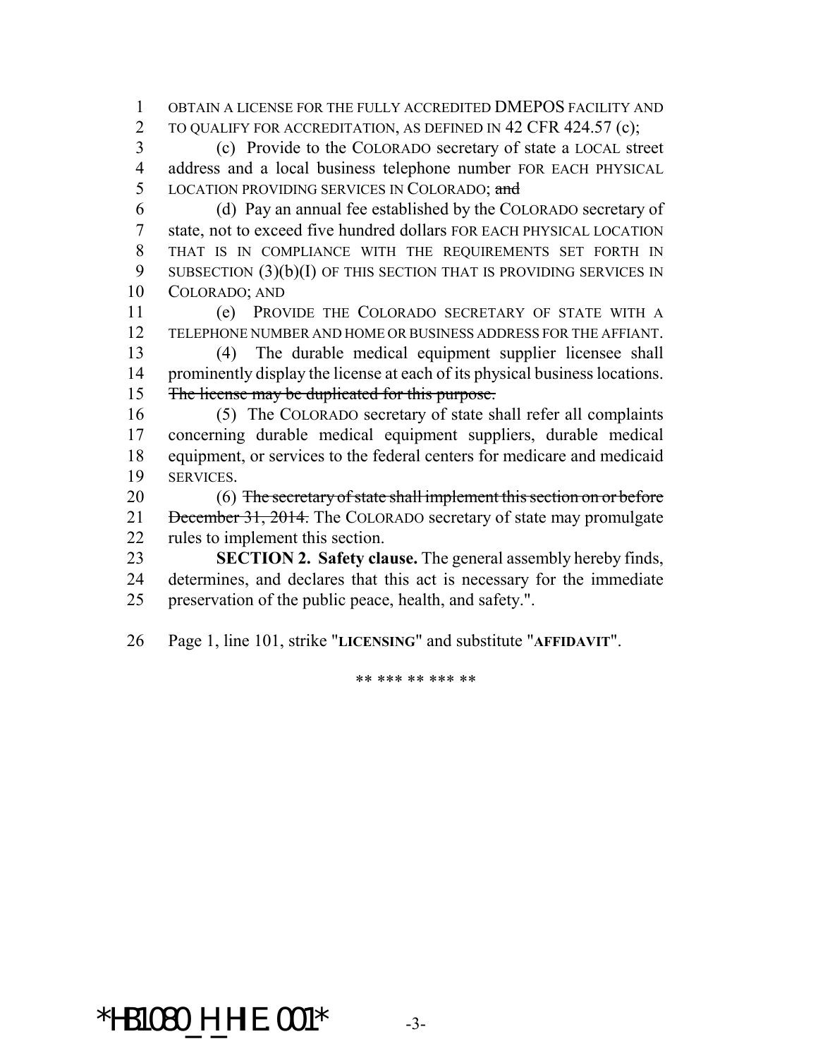OBTAIN A LICENSE FOR THE FULLY ACCREDITED DMEPOS FACILITY AND TO QUALIFY FOR ACCREDITATION, AS DEFINED IN 42 CFR 424.57 (c);

(c) Provide to the COLORADO secretary of state a LOCAL street address and a local business telephone number FOR EACH PHYSICAL LOCATION PROVIDING SERVICES IN COLORADO; ~~and~~

(d) Pay an annual fee established by the COLORADO secretary of state, not to exceed five hundred dollars FOR EACH PHYSICAL LOCATION THAT IS IN COMPLIANCE WITH THE REQUIREMENTS SET FORTH IN SUBSECTION (3)(b)(I) OF THIS SECTION THAT IS PROVIDING SERVICES IN COLORADO; AND

(e) PROVIDE THE COLORADO SECRETARY OF STATE WITH A TELEPHONE NUMBER AND HOME OR BUSINESS ADDRESS FOR THE AFFIANT.

(4) The durable medical equipment supplier licensee shall prominently display the license at each of its physical business locations. ~~The license may be duplicated for this purpose.~~

(5) The COLORADO secretary of state shall refer all complaints concerning durable medical equipment suppliers, durable medical equipment, or services to the federal centers for medicare and medicaid SERVICES.

(6) ~~The secretary of state shall implement this section on or before December 31, 2014.~~ The COLORADO secretary of state may promulgate rules to implement this section.

**SECTION 2. Safety clause.** The general assembly hereby finds, determines, and declares that this act is necessary for the immediate preservation of the public peace, health, and safety.".

Page 1, line 101, strike "**LICENSING**" and substitute "**AFFIDAVIT**".

** *** ** *** **

*HB1080_H_HIE.001*